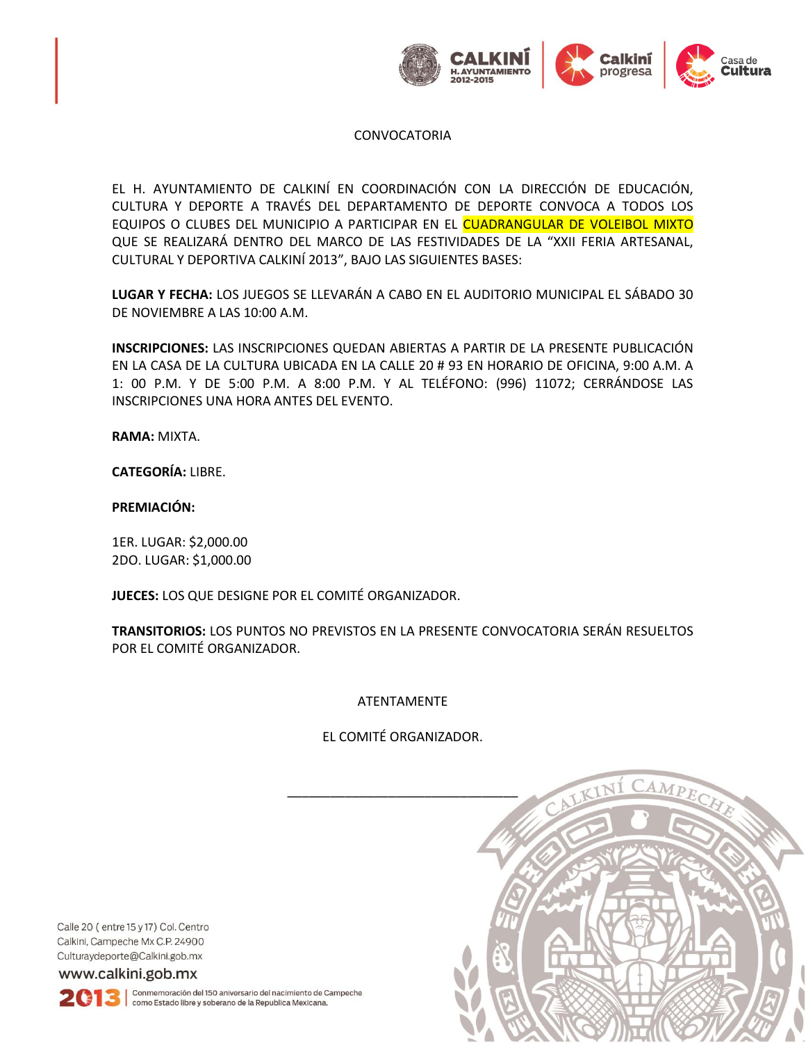# CONVOCATORIA

EL H. AYUNTAMIENTO DE CALKINÍ EN COORDINACIÓN CON LA DIRECCIÓN DE EDUCACIÓN, CULTURA Y DEPORTE A TRAVÉS DEL DEPARTAMENTO DE DEPORTE CONVOCA A TODOS LOS EQUIPOS O CLUBES DEL MUNICIPIO A PARTICIPAR EN EL CUADRANGULAR DE VOLEIBOL MIXTO QUE SE REALIZARÁ DENTRO DEL MARCO DE LAS FESTIVIDADES DE LA "XXII FERIA ARTESANAL, CULTURAL Y DEPORTIVA CALKINÍ 2013", BAJO LAS SIGUIENTES BASES:

**LUGAR Y FECHA:** LOS JUEGOS SE LLEVARÁN A CABO EN EL AUDITORIO MUNICIPAL EL SÁBADO 30 DE NOVIEMBRE A LAS 10:00 A.M.

**INSCRIPCIONES:** LAS INSCRIPCIONES QUEDAN ABIERTAS A PARTIR DE LA PRESENTE PUBLICACIÓN EN LA CASA DE LA CULTURA UBICADA EN LA CALLE 20 # 93 EN HORARIO DE OFICINA, 9:00 A.M. A 1: 00 P.M. Y DE 5:00 P.M. A 8:00 P.M. Y AL TELÉFONO: (996) 11072; CERRÁNDOSE LAS INSCRIPCIONES UNA HORA ANTES DEL EVENTO.

**RAMA:** MIXTA.

**CATEGORÍA:** LIBRE.

**PREMIACIÓN:**

1ER. LUGAR: $2,000.00
2DO. LUGAR: $1,000.00

**JUECES:** LOS QUE DESIGNE POR EL COMITÉ ORGANIZADOR.

**TRANSITORIOS:** LOS PUNTOS NO PREVISTOS EN LA PRESENTE CONVOCATORIA SERÁN RESUELTOS POR EL COMITÉ ORGANIZADOR.

ATENTAMENTE

EL COMITÉ ORGANIZADOR.

\_\_\_\_\_\_\_\_\_\_\_\_\_\_\_\_\_\_\_\_\_\_\_\_\_\_\_\_\_\_\_\_

Calle 20 ( entre 15 y 17) Col. Centro
Calkini, Campeche Mx C.P. 24900
Culturaydeporte@Calkini.gob.mx
www.calkini.gob.mx

2013 | Conmemoración del 150 aniversario del nacimiento de Campeche como Estado libre y soberano de la Republica Mexicana.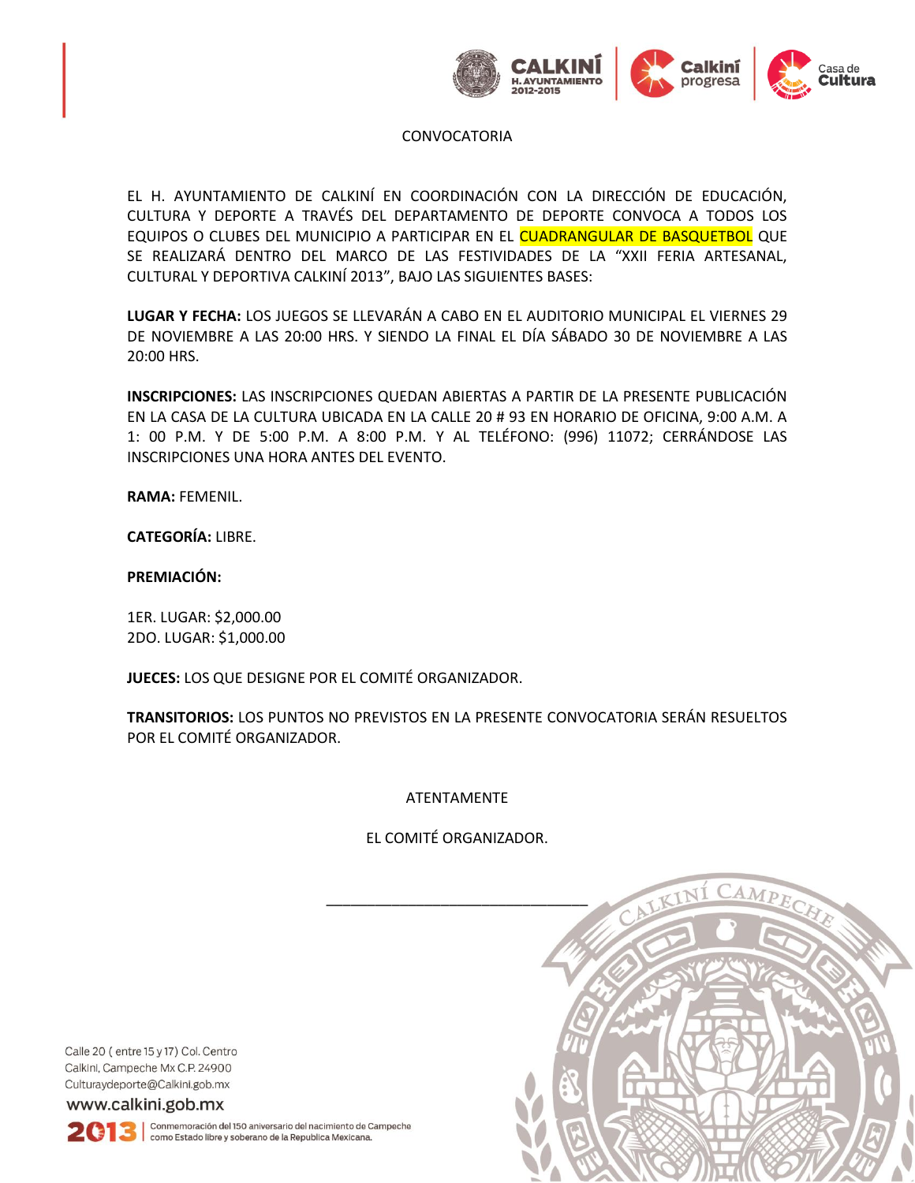CONVOCATORIA

EL H. AYUNTAMIENTO DE CALKINÍ EN COORDINACIÓN CON LA DIRECCIÓN DE EDUCACIÓN, CULTURA Y DEPORTE A TRAVÉS DEL DEPARTAMENTO DE DEPORTE CONVOCA A TODOS LOS EQUIPOS O CLUBES DEL MUNICIPIO A PARTICIPAR EN EL CUADRANGULAR DE BASQUETBOL QUE SE REALIZARÁ DENTRO DEL MARCO DE LAS FESTIVIDADES DE LA "XXII FERIA ARTESANAL, CULTURAL Y DEPORTIVA CALKINÍ 2013", BAJO LAS SIGUIENTES BASES:

**LUGAR Y FECHA:** LOS JUEGOS SE LLEVARÁN A CABO EN EL AUDITORIO MUNICIPAL EL VIERNES 29 DE NOVIEMBRE A LAS 20:00 HRS. Y SIENDO LA FINAL EL DÍA SÁBADO 30 DE NOVIEMBRE A LAS 20:00 HRS.

**INSCRIPCIONES:** LAS INSCRIPCIONES QUEDAN ABIERTAS A PARTIR DE LA PRESENTE PUBLICACIÓN EN LA CASA DE LA CULTURA UBICADA EN LA CALLE 20 # 93 EN HORARIO DE OFICINA, 9:00 A.M. A 1: 00 P.M. Y DE 5:00 P.M. A 8:00 P.M. Y AL TELÉFONO: (996) 11072; CERRÁNDOSE LAS INSCRIPCIONES UNA HORA ANTES DEL EVENTO.

**RAMA:** FEMENIL.

**CATEGORÍA:** LIBRE.

**PREMIACIÓN:**

1ER. LUGAR: $2,000.00
2DO. LUGAR: $1,000.00

**JUECES:** LOS QUE DESIGNE POR EL COMITÉ ORGANIZADOR.

**TRANSITORIOS:** LOS PUNTOS NO PREVISTOS EN LA PRESENTE CONVOCATORIA SERÁN RESUELTOS POR EL COMITÉ ORGANIZADOR.

ATENTAMENTE

EL COMITÉ ORGANIZADOR.

_______________________________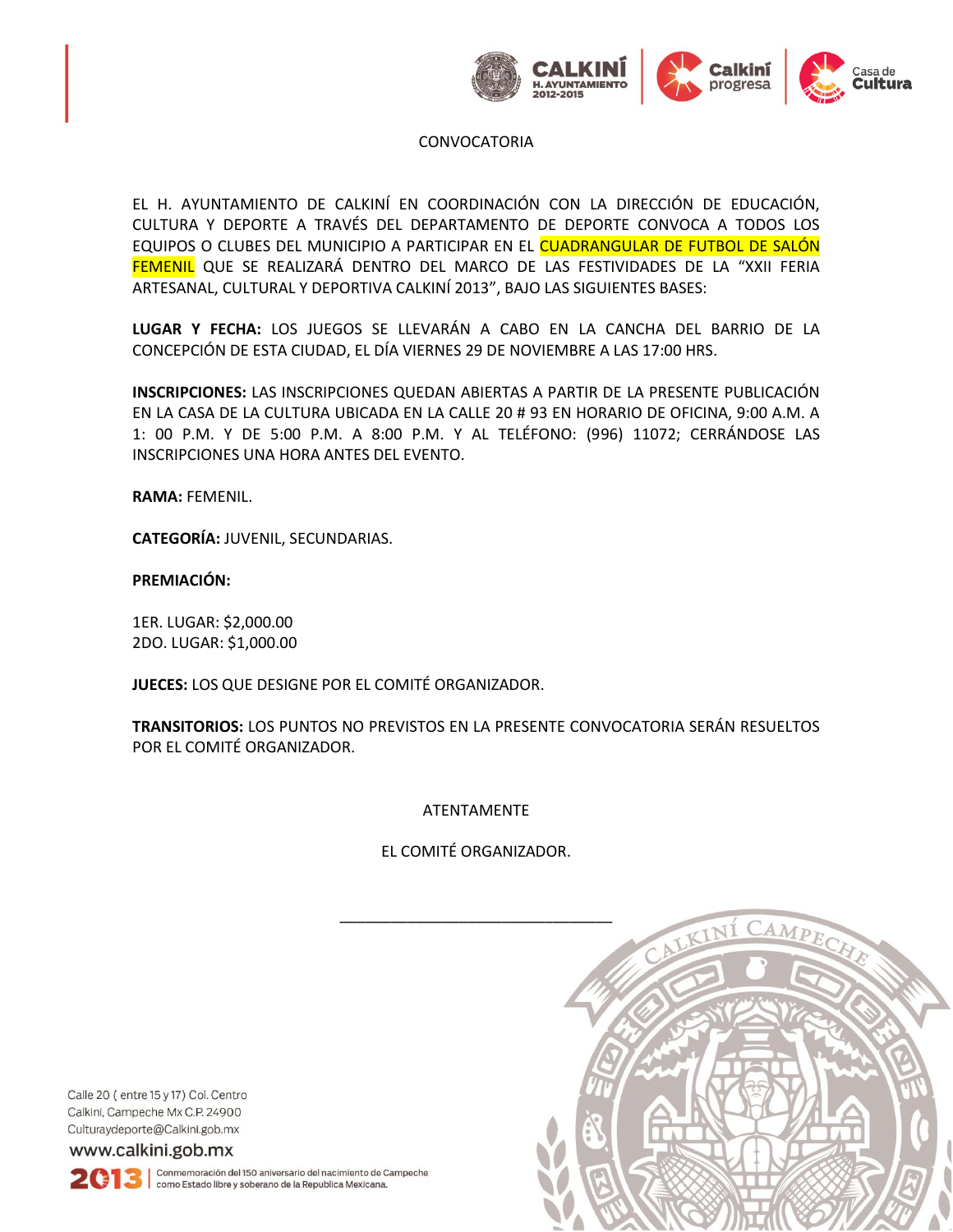# CONVOCATORIA

EL H. AYUNTAMIENTO DE CALKINÍ EN COORDINACIÓN CON LA DIRECCIÓN DE EDUCACIÓN, CULTURA Y DEPORTE A TRAVÉS DEL DEPARTAMENTO DE DEPORTE CONVOCA A TODOS LOS EQUIPOS O CLUBES DEL MUNICIPIO A PARTICIPAR EN EL CUADRANGULAR DE FUTBOL DE SALÓN FEMENIL QUE SE REALIZARÁ DENTRO DEL MARCO DE LAS FESTIVIDADES DE LA "XXII FERIA ARTESANAL, CULTURAL Y DEPORTIVA CALKINÍ 2013", BAJO LAS SIGUIENTES BASES:

**LUGAR Y FECHA:** LOS JUEGOS SE LLEVARÁN A CABO EN LA CANCHA DEL BARRIO DE LA CONCEPCIÓN DE ESTA CIUDAD, EL DÍA VIERNES 29 DE NOVIEMBRE A LAS 17:00 HRS.

**INSCRIPCIONES:** LAS INSCRIPCIONES QUEDAN ABIERTAS A PARTIR DE LA PRESENTE PUBLICACIÓN EN LA CASA DE LA CULTURA UBICADA EN LA CALLE 20 # 93 EN HORARIO DE OFICINA, 9:00 A.M. A 1: 00 P.M. Y DE 5:00 P.M. A 8:00 P.M. Y AL TELÉFONO: (996) 11072; CERRÁNDOSE LAS INSCRIPCIONES UNA HORA ANTES DEL EVENTO.

**RAMA:** FEMENIL.

**CATEGORÍA:** JUVENIL, SECUNDARIAS.

**PREMIACIÓN:**

1ER. LUGAR: $2,000.00
2DO. LUGAR: $1,000.00

**JUECES:** LOS QUE DESIGNE POR EL COMITÉ ORGANIZADOR.

**TRANSITORIOS:** LOS PUNTOS NO PREVISTOS EN LA PRESENTE CONVOCATORIA SERÁN RESUELTOS POR EL COMITÉ ORGANIZADOR.

ATENTAMENTE

EL COMITÉ ORGANIZADOR.

\_\_\_\_\_\_\_\_\_\_\_\_\_\_\_\_\_\_\_\_\_\_\_\_\_\_\_\_\_\_\_\_

Calle 20 ( entre 15 y 17) Col. Centro
Calkini, Campeche Mx C.P. 24900
Culturaydeporte@Calkini.gob.mx
www.calkini.gob.mx

2013 | Conmemoración del 150 aniversario del nacimiento de Campeche como Estado libre y soberano de la Republica Mexicana.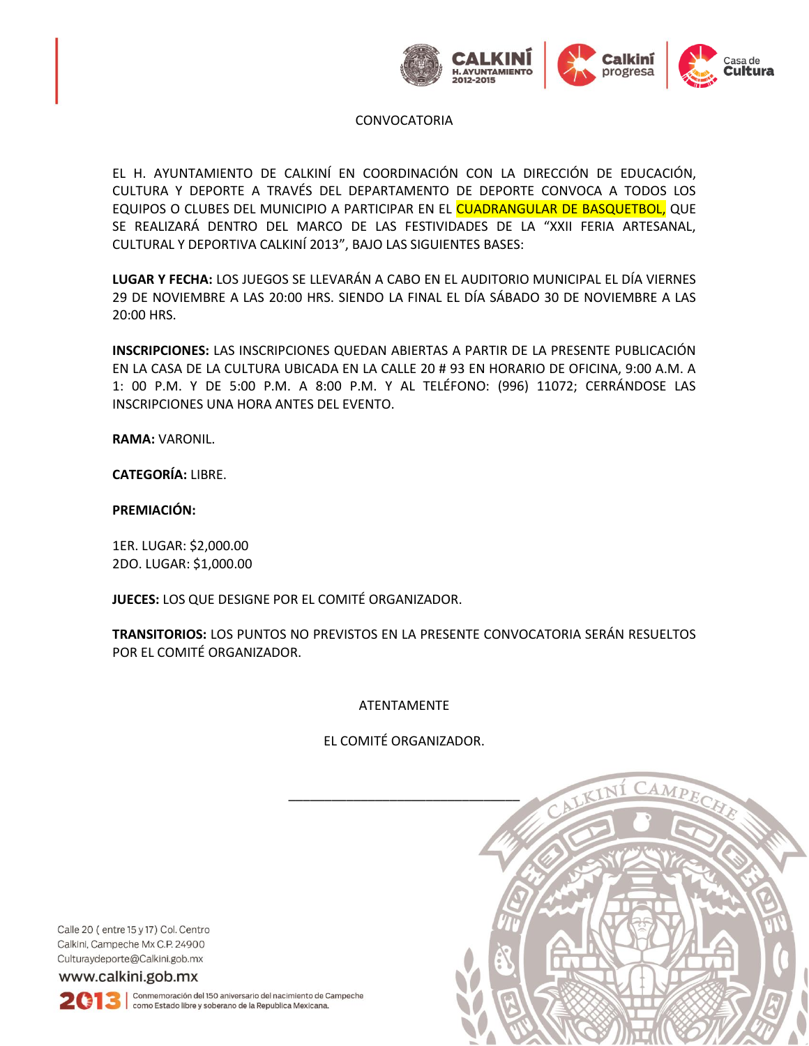# CONVOCATORIA

EL H. AYUNTAMIENTO DE CALKINÍ EN COORDINACIÓN CON LA DIRECCIÓN DE EDUCACIÓN, CULTURA Y DEPORTE A TRAVÉS DEL DEPARTAMENTO DE DEPORTE CONVOCA A TODOS LOS EQUIPOS O CLUBES DEL MUNICIPIO A PARTICIPAR EN EL CUADRANGULAR DE BASQUETBOL, QUE SE REALIZARÁ DENTRO DEL MARCO DE LAS FESTIVIDADES DE LA "XXII FERIA ARTESANAL, CULTURAL Y DEPORTIVA CALKINÍ 2013", BAJO LAS SIGUIENTES BASES:

**LUGAR Y FECHA:** LOS JUEGOS SE LLEVARÁN A CABO EN EL AUDITORIO MUNICIPAL EL DÍA VIERNES 29 DE NOVIEMBRE A LAS 20:00 HRS. SIENDO LA FINAL EL DÍA SÁBADO 30 DE NOVIEMBRE A LAS 20:00 HRS.

**INSCRIPCIONES:** LAS INSCRIPCIONES QUEDAN ABIERTAS A PARTIR DE LA PRESENTE PUBLICACIÓN EN LA CASA DE LA CULTURA UBICADA EN LA CALLE 20 # 93 EN HORARIO DE OFICINA, 9:00 A.M. A 1: 00 P.M. Y DE 5:00 P.M. A 8:00 P.M. Y AL TELÉFONO: (996) 11072; CERRÁNDOSE LAS INSCRIPCIONES UNA HORA ANTES DEL EVENTO.

**RAMA:** VARONIL.

**CATEGORÍA:** LIBRE.

**PREMIACIÓN:**

1ER. LUGAR: $2,000.00
2DO. LUGAR: $1,000.00

**JUECES:** LOS QUE DESIGNE POR EL COMITÉ ORGANIZADOR.

**TRANSITORIOS:** LOS PUNTOS NO PREVISTOS EN LA PRESENTE CONVOCATORIA SERÁN RESUELTOS POR EL COMITÉ ORGANIZADOR.

ATENTAMENTE

EL COMITÉ ORGANIZADOR.

\_\_\_\_\_\_\_\_\_\_\_\_\_\_\_\_\_\_\_\_\_\_\_\_\_\_\_\_\_\_\_\_

Calle 20 ( entre 15 y 17) Col. Centro
Calkini, Campeche Mx C.P. 24900
Culturaydeporte@Calkini.gob.mx
www.calkini.gob.mx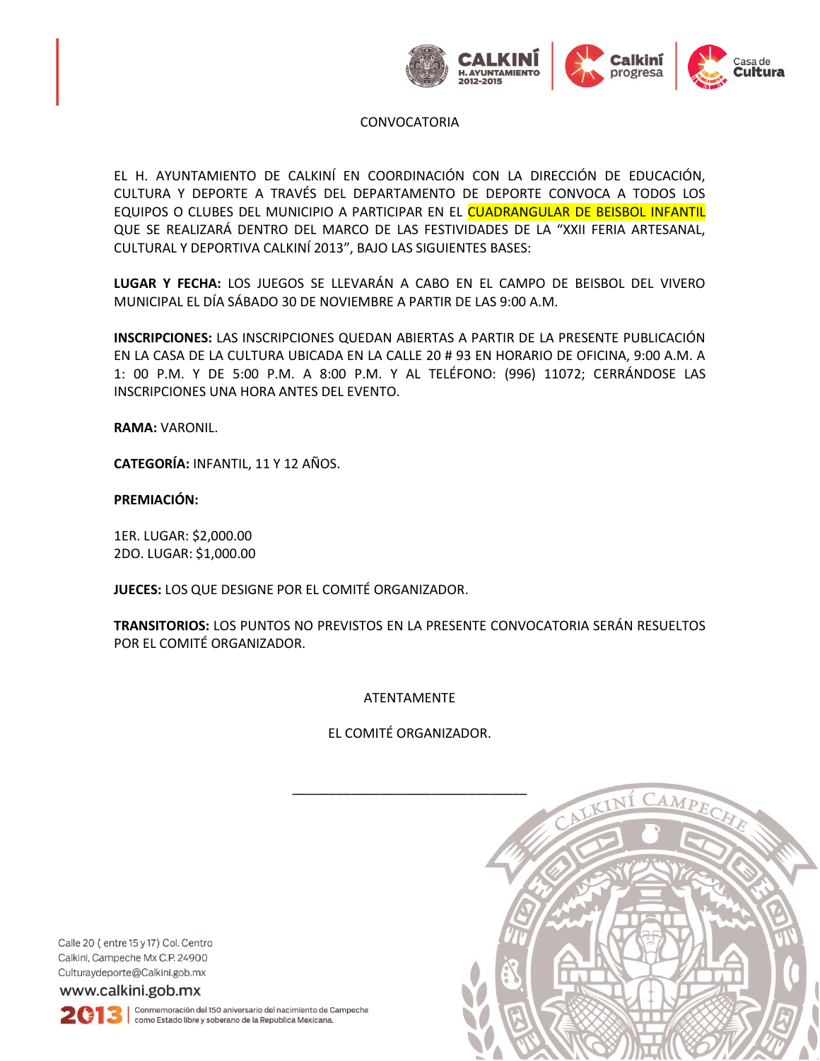CONVOCATORIA

EL H. AYUNTAMIENTO DE CALKINÍ EN COORDINACIÓN CON LA DIRECCIÓN DE EDUCACIÓN, CULTURA Y DEPORTE A TRAVÉS DEL DEPARTAMENTO DE DEPORTE CONVOCA A TODOS LOS EQUIPOS O CLUBES DEL MUNICIPIO A PARTICIPAR EN EL CUADRANGULAR DE BEISBOL INFANTIL QUE SE REALIZARÁ DENTRO DEL MARCO DE LAS FESTIVIDADES DE LA “XXII FERIA ARTESANAL, CULTURAL Y DEPORTIVA CALKINÍ 2013”, BAJO LAS SIGUIENTES BASES:

**LUGAR Y FECHA:** LOS JUEGOS SE LLEVARÁN A CABO EN EL CAMPO DE BEISBOL DEL VIVERO MUNICIPAL EL DÍA SÁBADO 30 DE NOVIEMBRE A PARTIR DE LAS 9:00 A.M.

**INSCRIPCIONES:** LAS INSCRIPCIONES QUEDAN ABIERTAS A PARTIR DE LA PRESENTE PUBLICACIÓN EN LA CASA DE LA CULTURA UBICADA EN LA CALLE 20 # 93 EN HORARIO DE OFICINA, 9:00 A.M. A 1: 00 P.M. Y DE 5:00 P.M. A 8:00 P.M. Y AL TELÉFONO: (996) 11072; CERRÁNDOSE LAS INSCRIPCIONES UNA HORA ANTES DEL EVENTO.

**RAMA:** VARONIL.

**CATEGORÍA:** INFANTIL, 11 Y 12 AÑOS.

**PREMIACIÓN:**

1ER. LUGAR: $2,000.00
2DO. LUGAR: $1,000.00

**JUECES:** LOS QUE DESIGNE POR EL COMITÉ ORGANIZADOR.

**TRANSITORIOS:** LOS PUNTOS NO PREVISTOS EN LA PRESENTE CONVOCATORIA SERÁN RESUELTOS POR EL COMITÉ ORGANIZADOR.

ATENTAMENTE

EL COMITÉ ORGANIZADOR.

\_\_\_\_\_\_\_\_\_\_\_\_\_\_\_\_\_\_\_\_\_\_\_\_\_\_\_\_\_\_\_\_

Calle 20 ( entre 15 y 17) Col. Centro
Calkini, Campeche Mx C.P. 24900
Culturaydeporte@Calkini.gob.mx
www.calkini.gob.mx

2013 | Conmemoración del 150 aniversario del nacimiento de Campeche como Estado libre y soberano de la Republica Mexicana.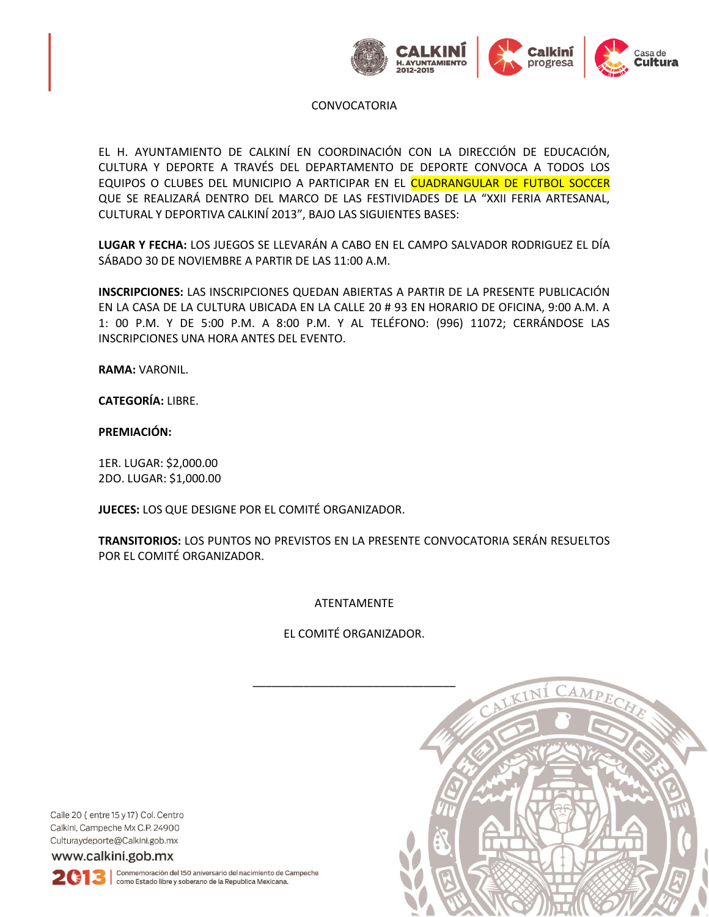CONVOCATORIA

EL H. AYUNTAMIENTO DE CALKINÍ EN COORDINACIÓN CON LA DIRECCIÓN DE EDUCACIÓN, CULTURA Y DEPORTE A TRAVÉS DEL DEPARTAMENTO DE DEPORTE CONVOCA A TODOS LOS EQUIPOS O CLUBES DEL MUNICIPIO A PARTICIPAR EN EL CUADRANGULAR DE FUTBOL SOCCER QUE SE REALIZARÁ DENTRO DEL MARCO DE LAS FESTIVIDADES DE LA “XXII FERIA ARTESANAL, CULTURAL Y DEPORTIVA CALKINÍ 2013”, BAJO LAS SIGUIENTES BASES:

**LUGAR Y FECHA:** LOS JUEGOS SE LLEVARÁN A CABO EN EL CAMPO SALVADOR RODRIGUEZ EL DÍA SÁBADO 30 DE NOVIEMBRE A PARTIR DE LAS 11:00 A.M.

**INSCRIPCIONES:** LAS INSCRIPCIONES QUEDAN ABIERTAS A PARTIR DE LA PRESENTE PUBLICACIÓN EN LA CASA DE LA CULTURA UBICADA EN LA CALLE 20 # 93 EN HORARIO DE OFICINA, 9:00 A.M. A 1: 00 P.M. Y DE 5:00 P.M. A 8:00 P.M. Y AL TELÉFONO: (996) 11072; CERRÁNDOSE LAS INSCRIPCIONES UNA HORA ANTES DEL EVENTO.

**RAMA:** VARONIL.

**CATEGORÍA:** LIBRE.

**PREMIACIÓN:**

1ER. LUGAR: $2,000.00
2DO. LUGAR: $1,000.00

**JUECES:** LOS QUE DESIGNE POR EL COMITÉ ORGANIZADOR.

**TRANSITORIOS:** LOS PUNTOS NO PREVISTOS EN LA PRESENTE CONVOCATORIA SERÁN RESUELTOS POR EL COMITÉ ORGANIZADOR.

ATENTAMENTE

EL COMITÉ ORGANIZADOR.

_________________________________